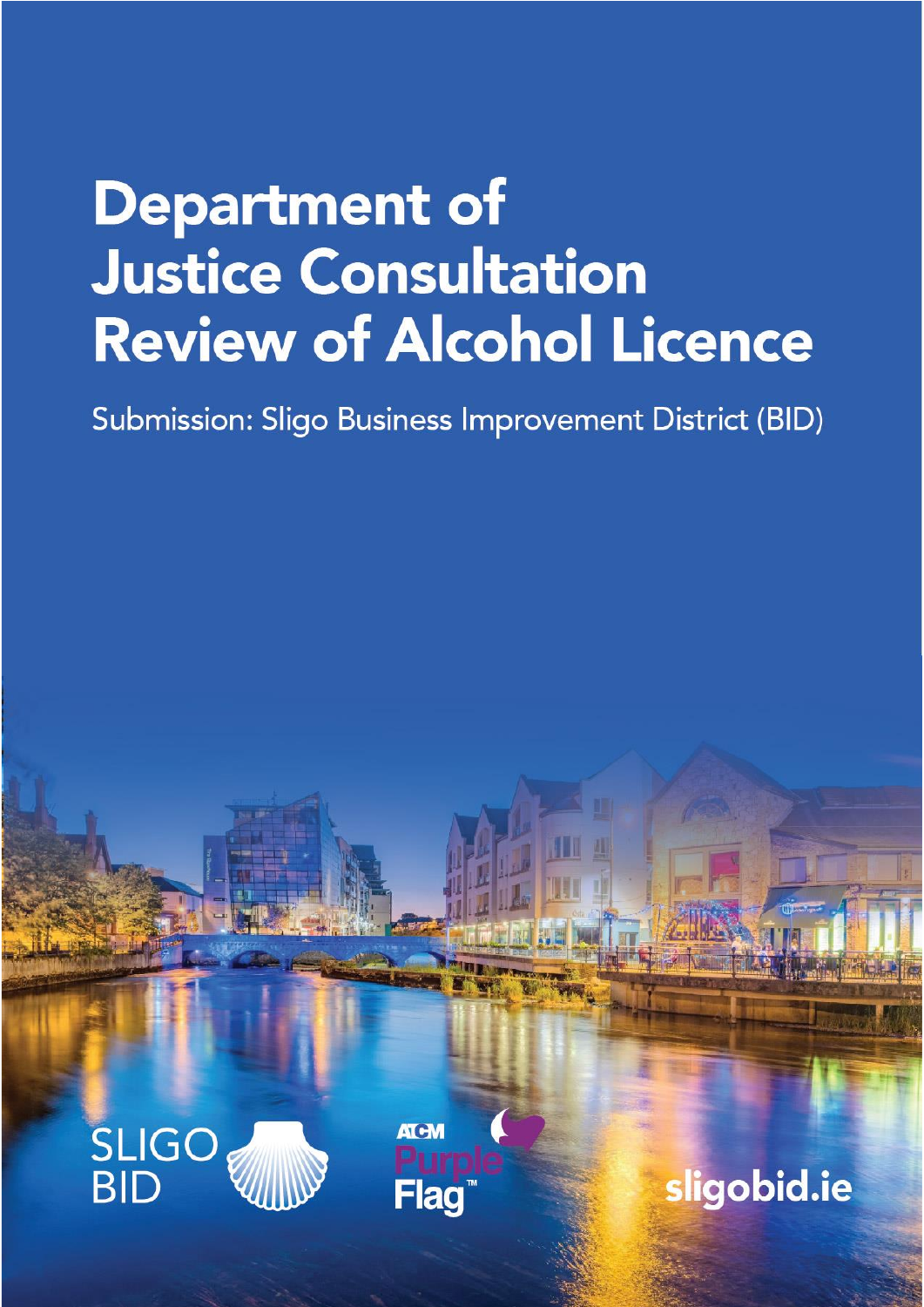# Department of Justice Consultation Review of Alcohol Licence

Submission: Sligo Business Improvement District (BID)

SLIGO BID

ATCM Purple Flag™

sligobid.ie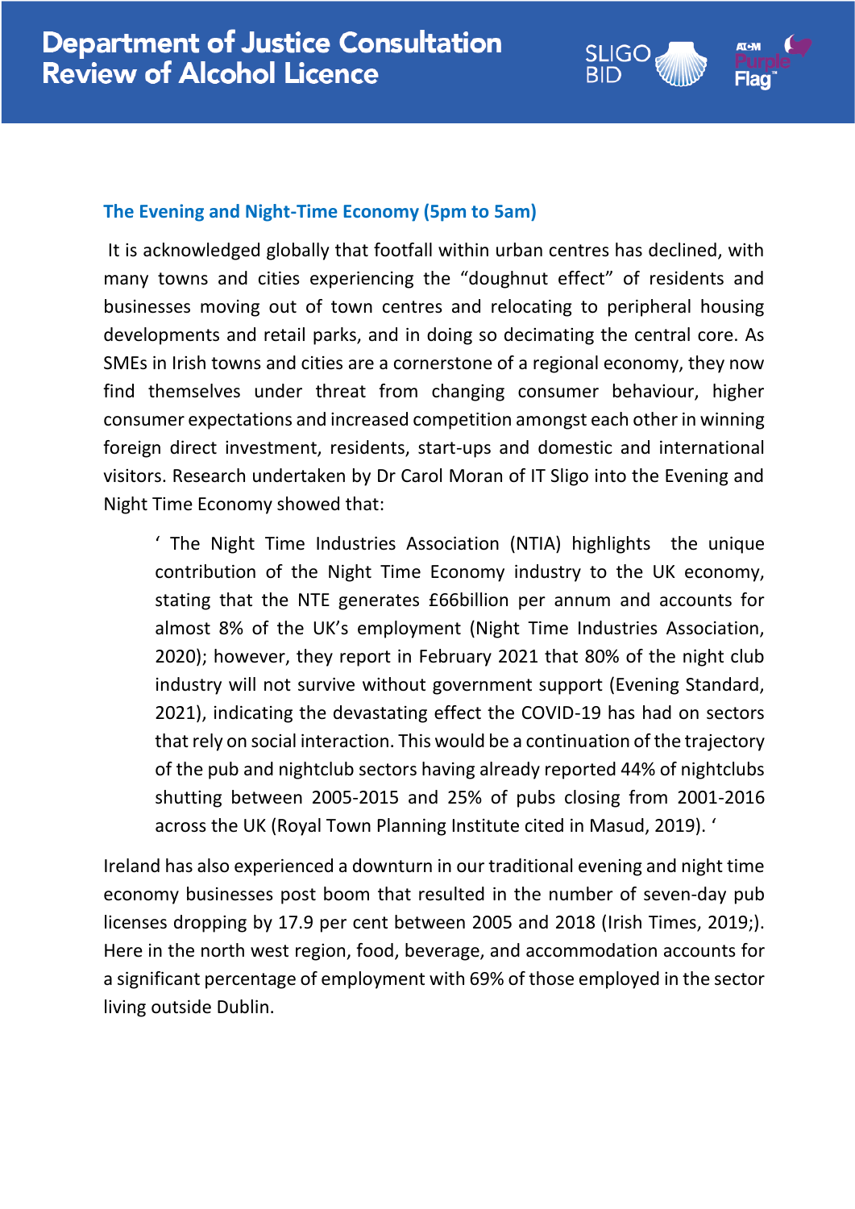## The Evening and Night-Time Economy (5pm to 5am)

It is acknowledged globally that footfall within urban centres has declined, with many towns and cities experiencing the "doughnut effect" of residents and businesses moving out of town centres and relocating to peripheral housing developments and retail parks, and in doing so decimating the central core. As SMEs in Irish towns and cities are a cornerstone of a regional economy, they now find themselves under threat from changing consumer behaviour, higher consumer expectations and increased competition amongst each other in winning foreign direct investment, residents, start-ups and domestic and international visitors. Research undertaken by Dr Carol Moran of IT Sligo into the Evening and Night Time Economy showed that:

> ' The Night Time Industries Association (NTIA) highlights the unique contribution of the Night Time Economy industry to the UK economy, stating that the NTE generates £66billion per annum and accounts for almost 8% of the UK's employment (Night Time Industries Association, 2020); however, they report in February 2021 that 80% of the night club industry will not survive without government support (Evening Standard, 2021), indicating the devastating effect the COVID-19 has had on sectors that rely on social interaction. This would be a continuation of the trajectory of the pub and nightclub sectors having already reported 44% of nightclubs shutting between 2005-2015 and 25% of pubs closing from 2001-2016 across the UK (Royal Town Planning Institute cited in Masud, 2019). '

Ireland has also experienced a downturn in our traditional evening and night time economy businesses post boom that resulted in the number of seven-day pub licenses dropping by 17.9 per cent between 2005 and 2018 (Irish Times, 2019;). Here in the north west region, food, beverage, and accommodation accounts for a significant percentage of employment with 69% of those employed in the sector living outside Dublin.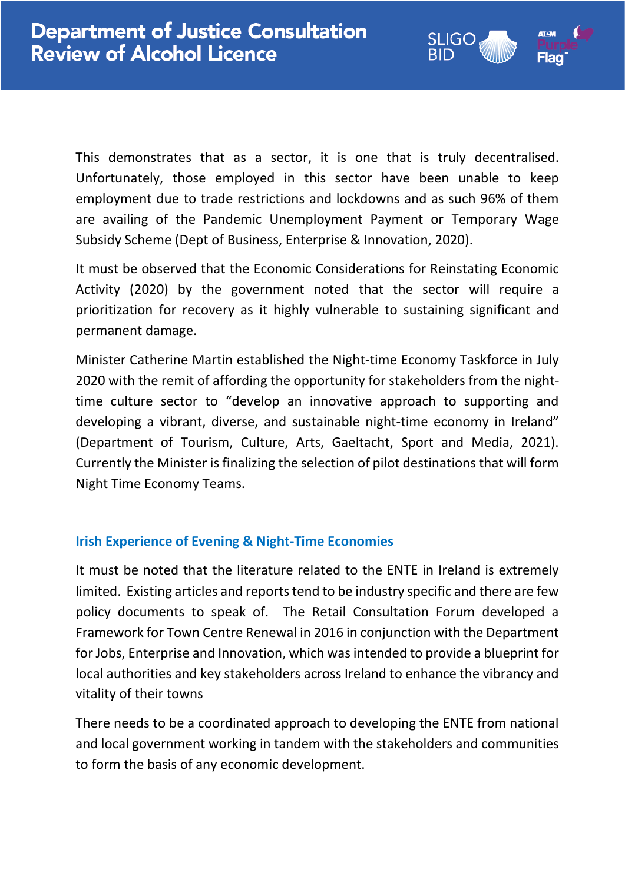This demonstrates that as a sector, it is one that is truly decentralised. Unfortunately, those employed in this sector have been unable to keep employment due to trade restrictions and lockdowns and as such 96% of them are availing of the Pandemic Unemployment Payment or Temporary Wage Subsidy Scheme (Dept of Business, Enterprise & Innovation, 2020).

It must be observed that the Economic Considerations for Reinstating Economic Activity (2020) by the government noted that the sector will require a prioritization for recovery as it highly vulnerable to sustaining significant and permanent damage.

Minister Catherine Martin established the Night-time Economy Taskforce in July 2020 with the remit of affording the opportunity for stakeholders from the night-time culture sector to "develop an innovative approach to supporting and developing a vibrant, diverse, and sustainable night-time economy in Ireland" (Department of Tourism, Culture, Arts, Gaeltacht, Sport and Media, 2021). Currently the Minister is finalizing the selection of pilot destinations that will form Night Time Economy Teams.

## Irish Experience of Evening & Night-Time Economies

It must be noted that the literature related to the ENTE in Ireland is extremely limited. Existing articles and reports tend to be industry specific and there are few policy documents to speak of. The Retail Consultation Forum developed a Framework for Town Centre Renewal in 2016 in conjunction with the Department for Jobs, Enterprise and Innovation, which was intended to provide a blueprint for local authorities and key stakeholders across Ireland to enhance the vibrancy and vitality of their towns

There needs to be a coordinated approach to developing the ENTE from national and local government working in tandem with the stakeholders and communities to form the basis of any economic development.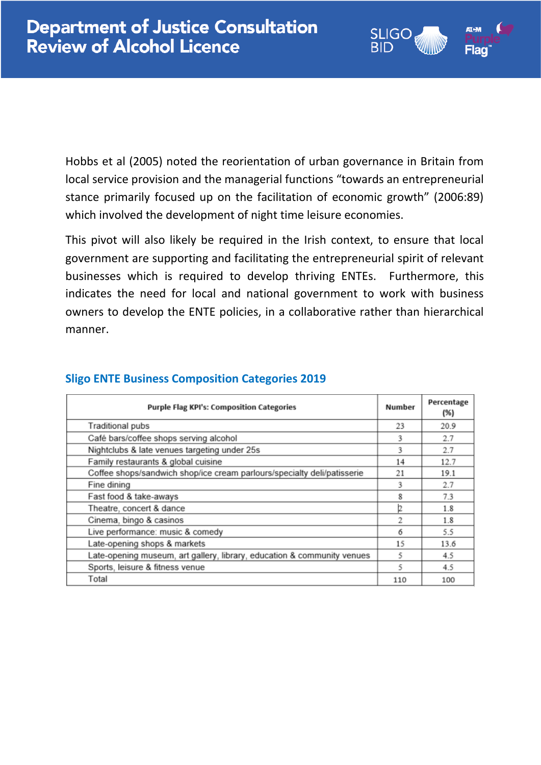Hobbs et al (2005) noted the reorientation of urban governance in Britain from local service provision and the managerial functions "towards an entrepreneurial stance primarily focused up on the facilitation of economic growth" (2006:89) which involved the development of night time leisure economies.

This pivot will also likely be required in the Irish context, to ensure that local government are supporting and facilitating the entrepreneurial spirit of relevant businesses which is required to develop thriving ENTEs. Furthermore, this indicates the need for local and national government to work with business owners to develop the ENTE policies, in a collaborative rather than hierarchical manner.

### Sligo ENTE Business Composition Categories 2019

| Purple Flag KPI's: Composition Categories | Number | Percentage (%) |
|---|---|---|
| Traditional pubs | 23 | 20.9 |
| Café bars/coffee shops serving alcohol | 3 | 2.7 |
| Nightclubs & late venues targeting under 25s | 3 | 2.7 |
| Family restaurants & global cuisine | 14 | 12.7 |
| Coffee shops/sandwich shop/ice cream parlours/specialty deli/patisserie | 21 | 19.1 |
| Fine dining | 3 | 2.7 |
| Fast food & take-aways | 8 | 7.3 |
| Theatre, concert & dance | 2 | 1.8 |
| Cinema, bingo & casinos | 2 | 1.8 |
| Live performance: music & comedy | 6 | 5.5 |
| Late-opening shops & markets | 15 | 13.6 |
| Late-opening museum, art gallery, library, education & community venues | 5 | 4.5 |
| Sports, leisure & fitness venue | 5 | 4.5 |
| Total | 110 | 100 |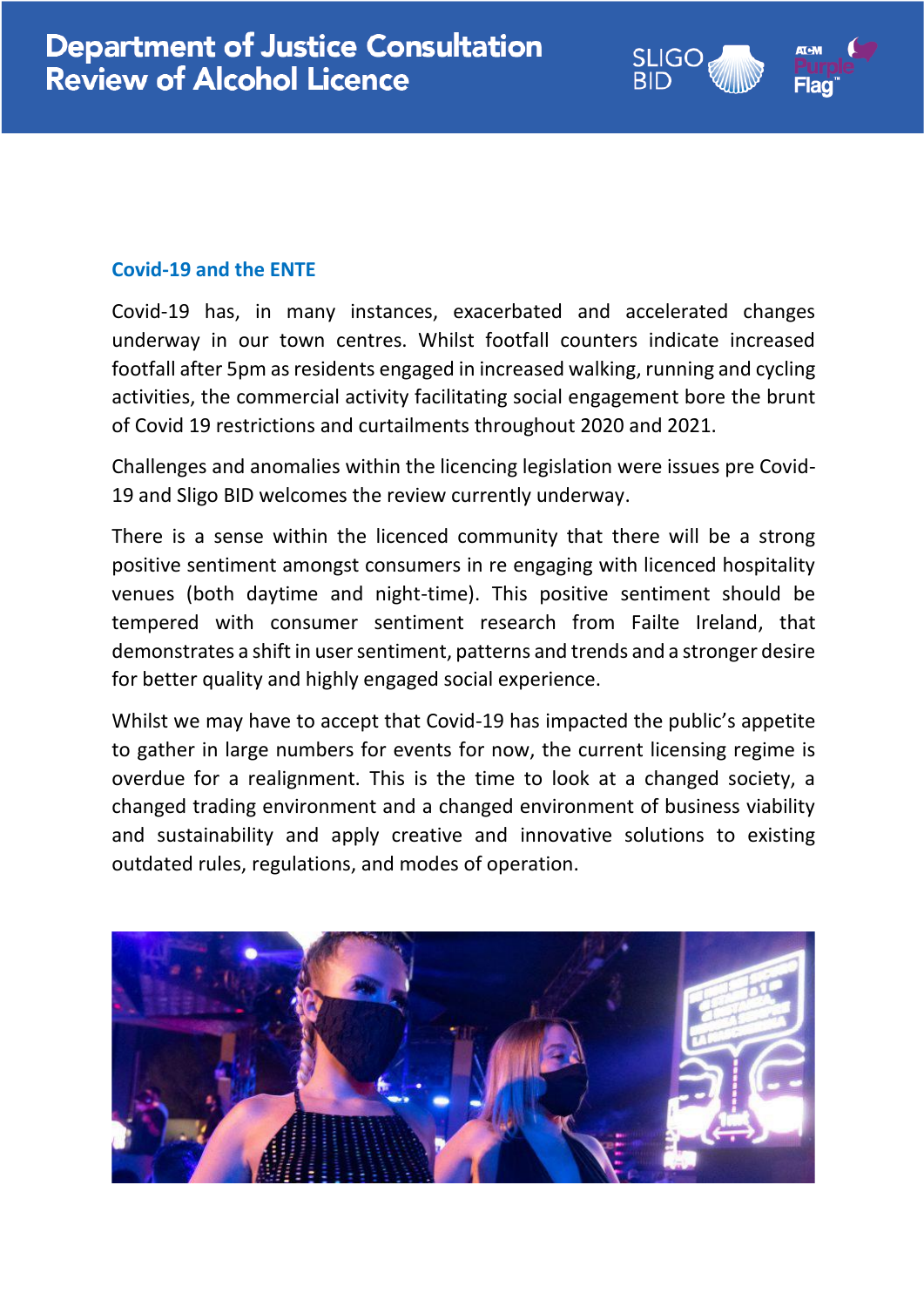## Covid-19 and the ENTE

Covid-19 has, in many instances, exacerbated and accelerated changes underway in our town centres. Whilst footfall counters indicate increased footfall after 5pm as residents engaged in increased walking, running and cycling activities, the commercial activity facilitating social engagement bore the brunt of Covid 19 restrictions and curtailments throughout 2020 and 2021.

Challenges and anomalies within the licencing legislation were issues pre Covid-19 and Sligo BID welcomes the review currently underway.

There is a sense within the licenced community that there will be a strong positive sentiment amongst consumers in re engaging with licenced hospitality venues (both daytime and night-time). This positive sentiment should be tempered with consumer sentiment research from Failte Ireland, that demonstrates a shift in user sentiment, patterns and trends and a stronger desire for better quality and highly engaged social experience.

Whilst we may have to accept that Covid-19 has impacted the public's appetite to gather in large numbers for events for now, the current licensing regime is overdue for a realignment. This is the time to look at a changed society, a changed trading environment and a changed environment of business viability and sustainability and apply creative and innovative solutions to existing outdated rules, regulations, and modes of operation.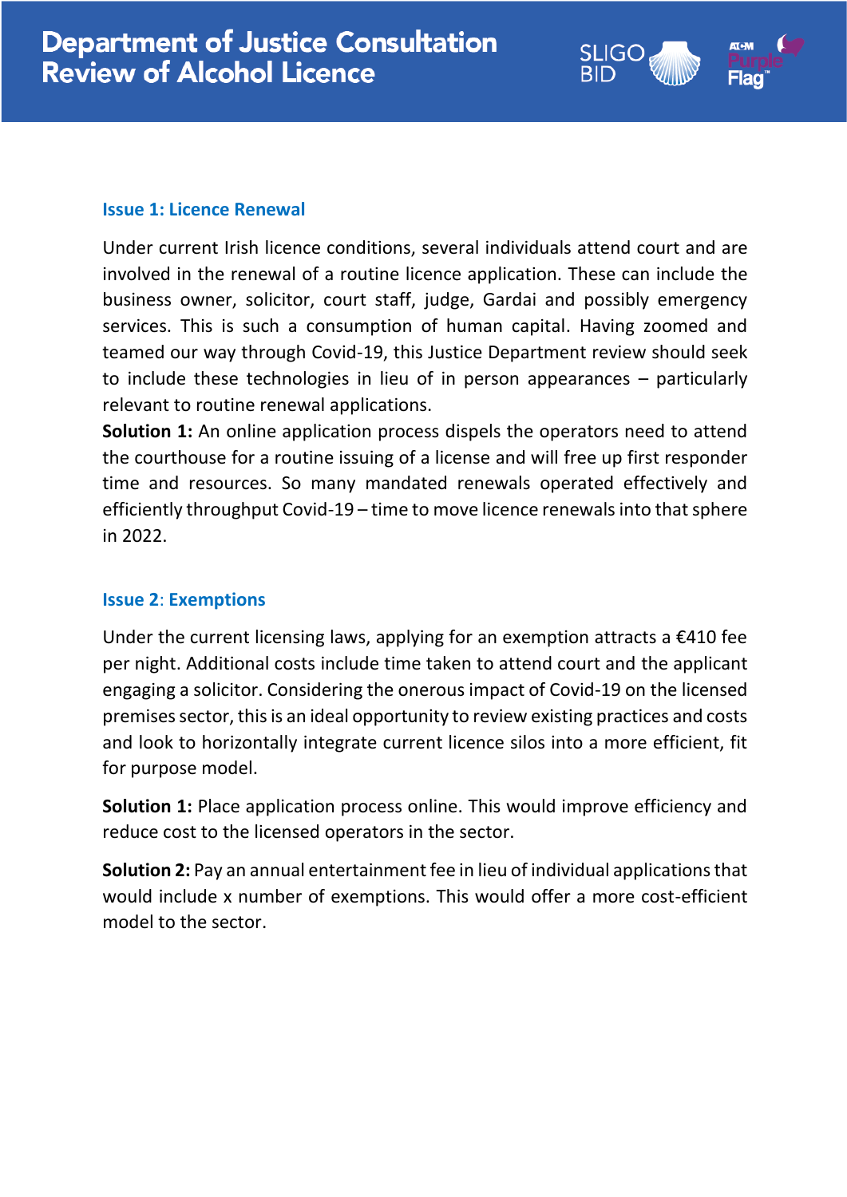### Issue 1: Licence Renewal

Under current Irish licence conditions, several individuals attend court and are involved in the renewal of a routine licence application. These can include the business owner, solicitor, court staff, judge, Gardai and possibly emergency services. This is such a consumption of human capital. Having zoomed and teamed our way through Covid-19, this Justice Department review should seek to include these technologies in lieu of in person appearances – particularly relevant to routine renewal applications.

**Solution 1:** An online application process dispels the operators need to attend the courthouse for a routine issuing of a license and will free up first responder time and resources. So many mandated renewals operated effectively and efficiently throughput Covid-19 – time to move licence renewals into that sphere in 2022.

### Issue 2: Exemptions

Under the current licensing laws, applying for an exemption attracts a €410 fee per night. Additional costs include time taken to attend court and the applicant engaging a solicitor. Considering the onerous impact of Covid-19 on the licensed premises sector, this is an ideal opportunity to review existing practices and costs and look to horizontally integrate current licence silos into a more efficient, fit for purpose model.

**Solution 1:** Place application process online. This would improve efficiency and reduce cost to the licensed operators in the sector.

**Solution 2:** Pay an annual entertainment fee in lieu of individual applications that would include x number of exemptions. This would offer a more cost-efficient model to the sector.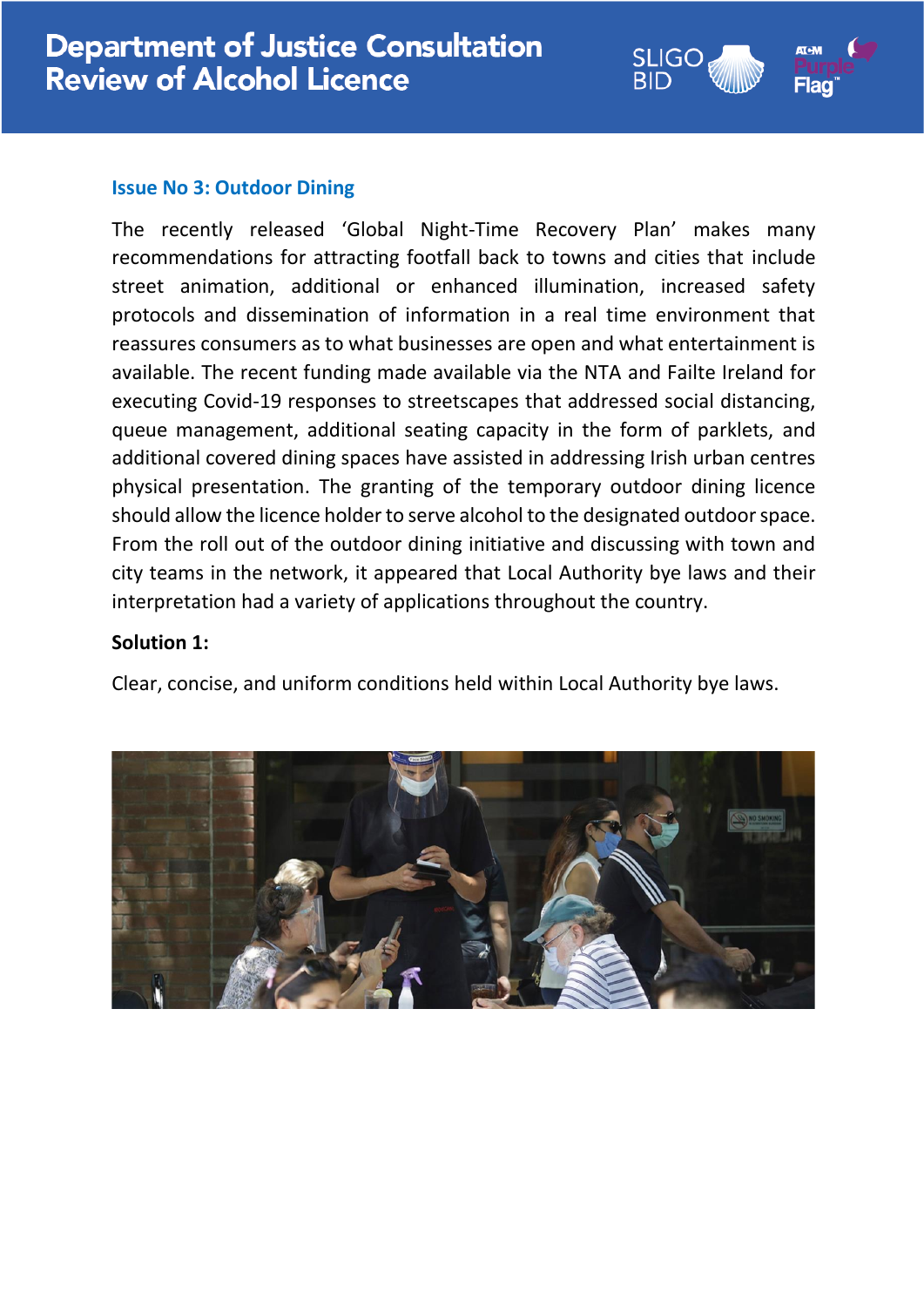## Issue No 3: Outdoor Dining

The recently released 'Global Night-Time Recovery Plan' makes many recommendations for attracting footfall back to towns and cities that include street animation, additional or enhanced illumination, increased safety protocols and dissemination of information in a real time environment that reassures consumers as to what businesses are open and what entertainment is available. The recent funding made available via the NTA and Failte Ireland for executing Covid-19 responses to streetscapes that addressed social distancing, queue management, additional seating capacity in the form of parklets, and additional covered dining spaces have assisted in addressing Irish urban centres physical presentation. The granting of the temporary outdoor dining licence should allow the licence holder to serve alcohol to the designated outdoor space. From the roll out of the outdoor dining initiative and discussing with town and city teams in the network, it appeared that Local Authority bye laws and their interpretation had a variety of applications throughout the country.

**Solution 1:**

Clear, concise, and uniform conditions held within Local Authority bye laws.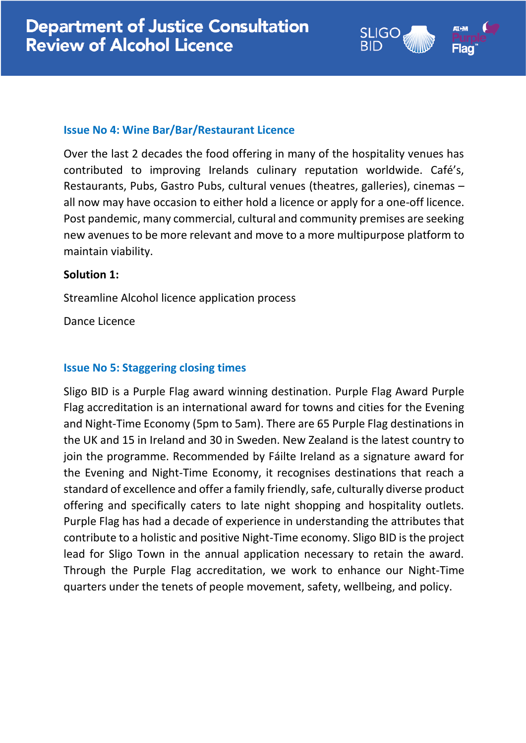### Issue No 4: Wine Bar/Bar/Restaurant Licence

Over the last 2 decades the food offering in many of the hospitality venues has contributed to improving Irelands culinary reputation worldwide. Café's, Restaurants, Pubs, Gastro Pubs, cultural venues (theatres, galleries), cinemas – all now may have occasion to either hold a licence or apply for a one-off licence. Post pandemic, many commercial, cultural and community premises are seeking new avenues to be more relevant and move to a more multipurpose platform to maintain viability.

**Solution 1:**

Streamline Alcohol licence application process

Dance Licence

### Issue No 5: Staggering closing times

Sligo BID is a Purple Flag award winning destination. Purple Flag Award Purple Flag accreditation is an international award for towns and cities for the Evening and Night-Time Economy (5pm to 5am). There are 65 Purple Flag destinations in the UK and 15 in Ireland and 30 in Sweden. New Zealand is the latest country to join the programme. Recommended by Fáilte Ireland as a signature award for the Evening and Night-Time Economy, it recognises destinations that reach a standard of excellence and offer a family friendly, safe, culturally diverse product offering and specifically caters to late night shopping and hospitality outlets. Purple Flag has had a decade of experience in understanding the attributes that contribute to a holistic and positive Night-Time economy. Sligo BID is the project lead for Sligo Town in the annual application necessary to retain the award. Through the Purple Flag accreditation, we work to enhance our Night-Time quarters under the tenets of people movement, safety, wellbeing, and policy.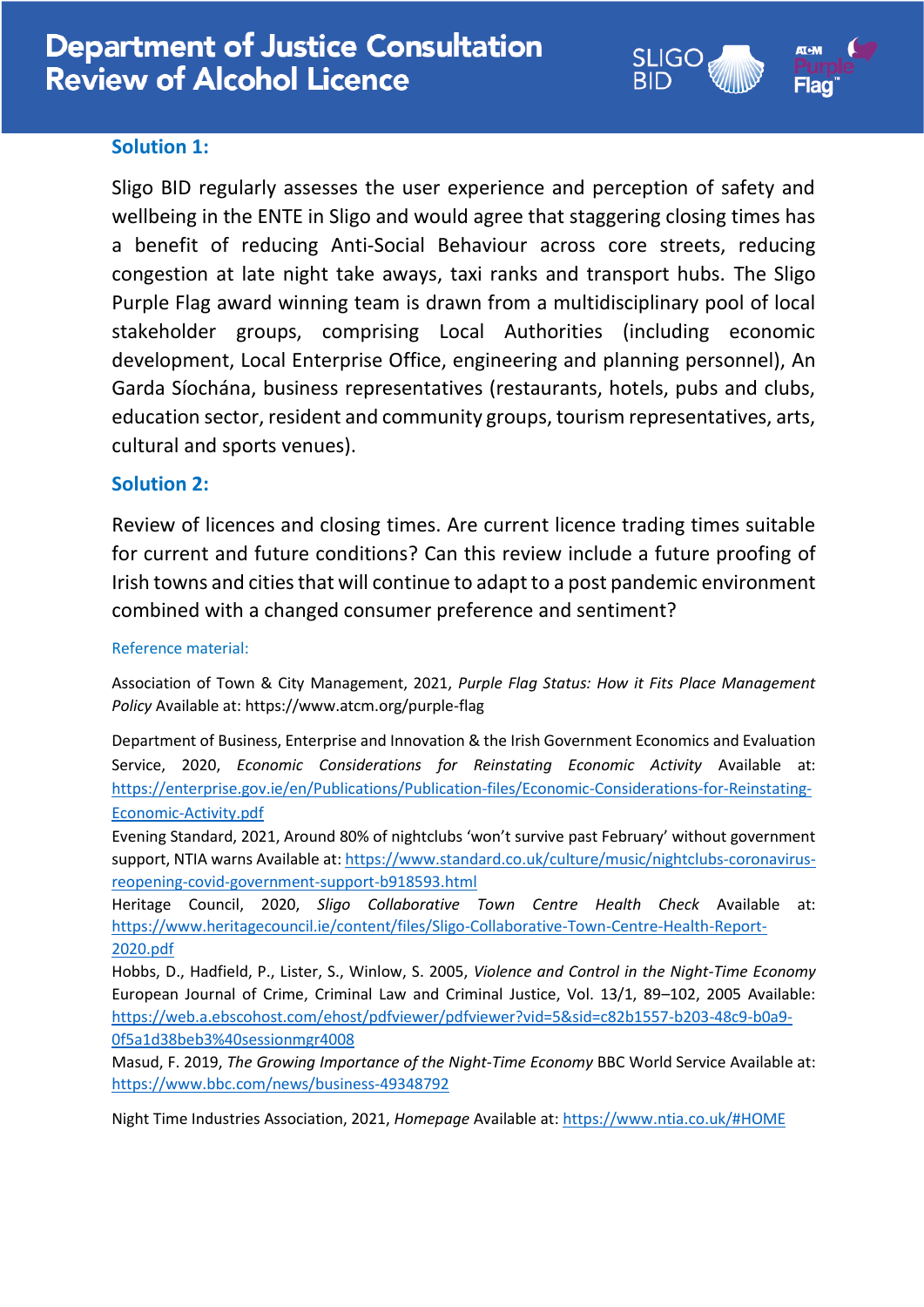### Solution 1:

Sligo BID regularly assesses the user experience and perception of safety and wellbeing in the ENTE in Sligo and would agree that staggering closing times has a benefit of reducing Anti-Social Behaviour across core streets, reducing congestion at late night take aways, taxi ranks and transport hubs. The Sligo Purple Flag award winning team is drawn from a multidisciplinary pool of local stakeholder groups, comprising Local Authorities (including economic development, Local Enterprise Office, engineering and planning personnel), An Garda Síochána, business representatives (restaurants, hotels, pubs and clubs, education sector, resident and community groups, tourism representatives, arts, cultural and sports venues).

### Solution 2:

Review of licences and closing times. Are current licence trading times suitable for current and future conditions? Can this review include a future proofing of Irish towns and cities that will continue to adapt to a post pandemic environment combined with a changed consumer preference and sentiment?

#### Reference material:

Association of Town & City Management, 2021, *Purple Flag Status: How it Fits Place Management Policy* Available at: https://www.atcm.org/purple-flag

Department of Business, Enterprise and Innovation & the Irish Government Economics and Evaluation Service, 2020, *Economic Considerations for Reinstating Economic Activity* Available at: https://enterprise.gov.ie/en/Publications/Publication-files/Economic-Considerations-for-Reinstating-Economic-Activity.pdf

Evening Standard, 2021, Around 80% of nightclubs 'won't survive past February' without government support, NTIA warns Available at: https://www.standard.co.uk/culture/music/nightclubs-coronavirus-reopening-covid-government-support-b918593.html

Heritage Council, 2020, *Sligo Collaborative Town Centre Health Check* Available at: https://www.heritagecouncil.ie/content/files/Sligo-Collaborative-Town-Centre-Health-Report-2020.pdf

Hobbs, D., Hadfield, P., Lister, S., Winlow, S. 2005, *Violence and Control in the Night-Time Economy* European Journal of Crime, Criminal Law and Criminal Justice, Vol. 13/1, 89–102, 2005 Available: https://web.a.ebscohost.com/ehost/pdfviewer/pdfviewer?vid=5&sid=c82b1557-b203-48c9-b0a9-0f5a1d38beb3%40sessionmgr4008

Masud, F. 2019, *The Growing Importance of the Night-Time Economy* BBC World Service Available at: https://www.bbc.com/news/business-49348792

Night Time Industries Association, 2021, *Homepage* Available at: https://www.ntia.co.uk/#HOME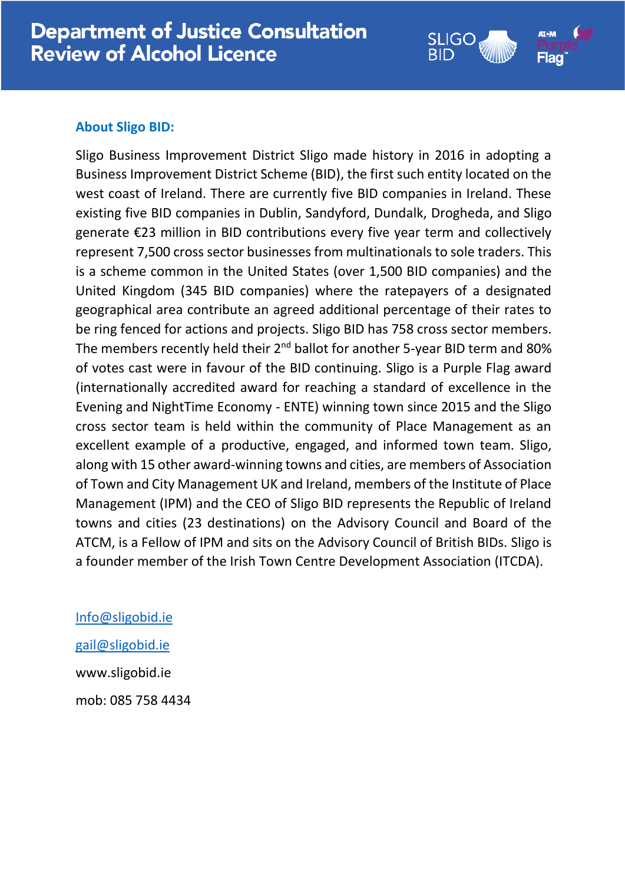## About Sligo BID:

Sligo Business Improvement District Sligo made history in 2016 in adopting a Business Improvement District Scheme (BID), the first such entity located on the west coast of Ireland. There are currently five BID companies in Ireland. These existing five BID companies in Dublin, Sandyford, Dundalk, Drogheda, and Sligo generate €23 million in BID contributions every five year term and collectively represent 7,500 cross sector businesses from multinationals to sole traders. This is a scheme common in the United States (over 1,500 BID companies) and the United Kingdom (345 BID companies) where the ratepayers of a designated geographical area contribute an agreed additional percentage of their rates to be ring fenced for actions and projects. Sligo BID has 758 cross sector members. The members recently held their 2nd ballot for another 5-year BID term and 80% of votes cast were in favour of the BID continuing. Sligo is a Purple Flag award (internationally accredited award for reaching a standard of excellence in the Evening and NightTime Economy - ENTE) winning town since 2015 and the Sligo cross sector team is held within the community of Place Management as an excellent example of a productive, engaged, and informed town team. Sligo, along with 15 other award-winning towns and cities, are members of Association of Town and City Management UK and Ireland, members of the Institute of Place Management (IPM) and the CEO of Sligo BID represents the Republic of Ireland towns and cities (23 destinations) on the Advisory Council and Board of the ATCM, is a Fellow of IPM and sits on the Advisory Council of British BIDs. Sligo is a founder member of the Irish Town Centre Development Association (ITCDA).

Info@sligobid.ie

gail@sligobid.ie

www.sligobid.ie

mob: 085 758 4434